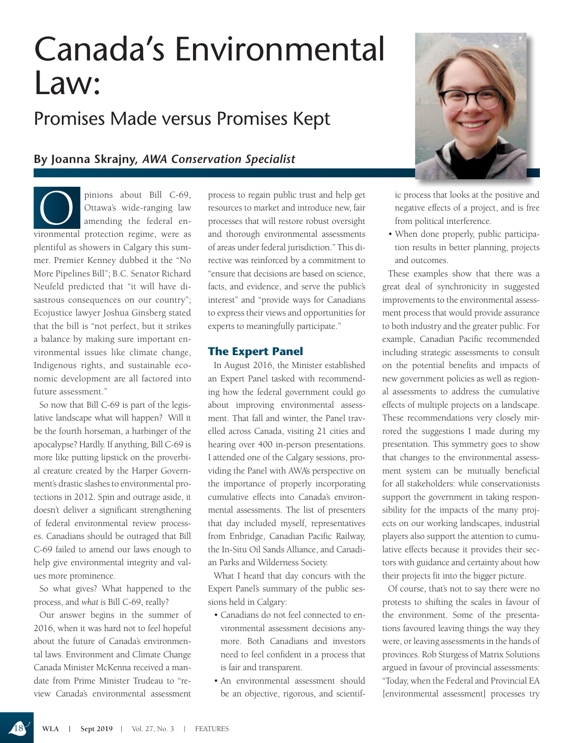# Canada's Environmental Law:

## Promises Made versus Promises Kept

**By Joanna Skrajny,** ***AWA Conservation Specialist***

Opinions about Bill C-69, Ottawa's wide-ranging law amending the federal environmental protection regime, were as plentiful as showers in Calgary this summer. Premier Kenney dubbed it the "No More Pipelines Bill"; B.C. Senator Richard Neufeld predicted that "it will have disastrous consequences on our country"; Ecojustice lawyer Joshua Ginsberg stated that the bill is "not perfect, but it strikes a balance by making sure important environmental issues like climate change, Indigenous rights, and sustainable economic development are all factored into future assessment."

So now that Bill C-69 is part of the legislative landscape what will happen? Will it be the fourth horseman, a harbinger of the apocalypse? Hardly. If anything, Bill C-69 is more like putting lipstick on the proverbial creature created by the Harper Government's drastic slashes to environmental protections in 2012. Spin and outrage aside, it doesn't deliver a significant strengthening of federal environmental review processes. Canadians should be outraged that Bill C-69 failed to amend our laws enough to help give environmental integrity and values more prominence.

So what gives? What happened to the process, and *what is* Bill C-69, really?

Our answer begins in the summer of 2016, when it was hard not to feel hopeful about the future of Canada's environmental laws. Environment and Climate Change Canada Minister McKenna received a mandate from Prime Minister Trudeau to "review Canada's environmental assessment process to regain public trust and help get resources to market and introduce new, fair processes that will restore robust oversight and thorough environmental assessments of areas under federal jurisdiction." This directive was reinforced by a commitment to "ensure that decisions are based on science, facts, and evidence, and serve the public's interest" and "provide ways for Canadians to express their views and opportunities for experts to meaningfully participate."

### The Expert Panel

In August 2016, the Minister established an Expert Panel tasked with recommending how the federal government could go about improving environmental assessment. That fall and winter, the Panel travelled across Canada, visiting 21 cities and hearing over 400 in-person presentations. I attended one of the Calgary sessions, providing the Panel with AWA's perspective on the importance of properly incorporating cumulative effects into Canada's environmental assessments. The list of presenters that day included myself, representatives from Enbridge, Canadian Pacific Railway, the In-Situ Oil Sands Alliance, and Canadian Parks and Wilderness Society.

What I heard that day concurs with the Expert Panel's summary of the public sessions held in Calgary:

- Canadians do not feel connected to environmental assessment decisions anymore. Both Canadians and investors need to feel confident in a process that is fair and transparent.
- An environmental assessment should be an objective, rigorous, and scientific process that looks at the positive and negative effects of a project, and is free from political interference.
- When done properly, public participation results in better planning, projects and outcomes.

These examples show that there was a great deal of synchronicity in suggested improvements to the environmental assessment process that would provide assurance to both industry and the greater public. For example, Canadian Pacific recommended including strategic assessments to consult on the potential benefits and impacts of new government policies as well as regional assessments to address the cumulative effects of multiple projects on a landscape. These recommendations very closely mirrored the suggestions I made during my presentation. This symmetry goes to show that changes to the environmental assessment system can be mutually beneficial for all stakeholders: while conservationists support the government in taking responsibility for the impacts of the many projects on our working landscapes, industrial players also support the attention to cumulative effects because it provides their sectors with guidance and certainty about how their projects fit into the bigger picture.

Of course, that's not to say there were no protests to shifting the scales in favour of the environment. Some of the presentations favoured leaving things the way they were, or leaving assessments in the hands of provinces. Rob Sturgess of Matrix Solutions argued in favour of provincial assessments: "Today, when the Federal and Provincial EA [environmental assessment] processes try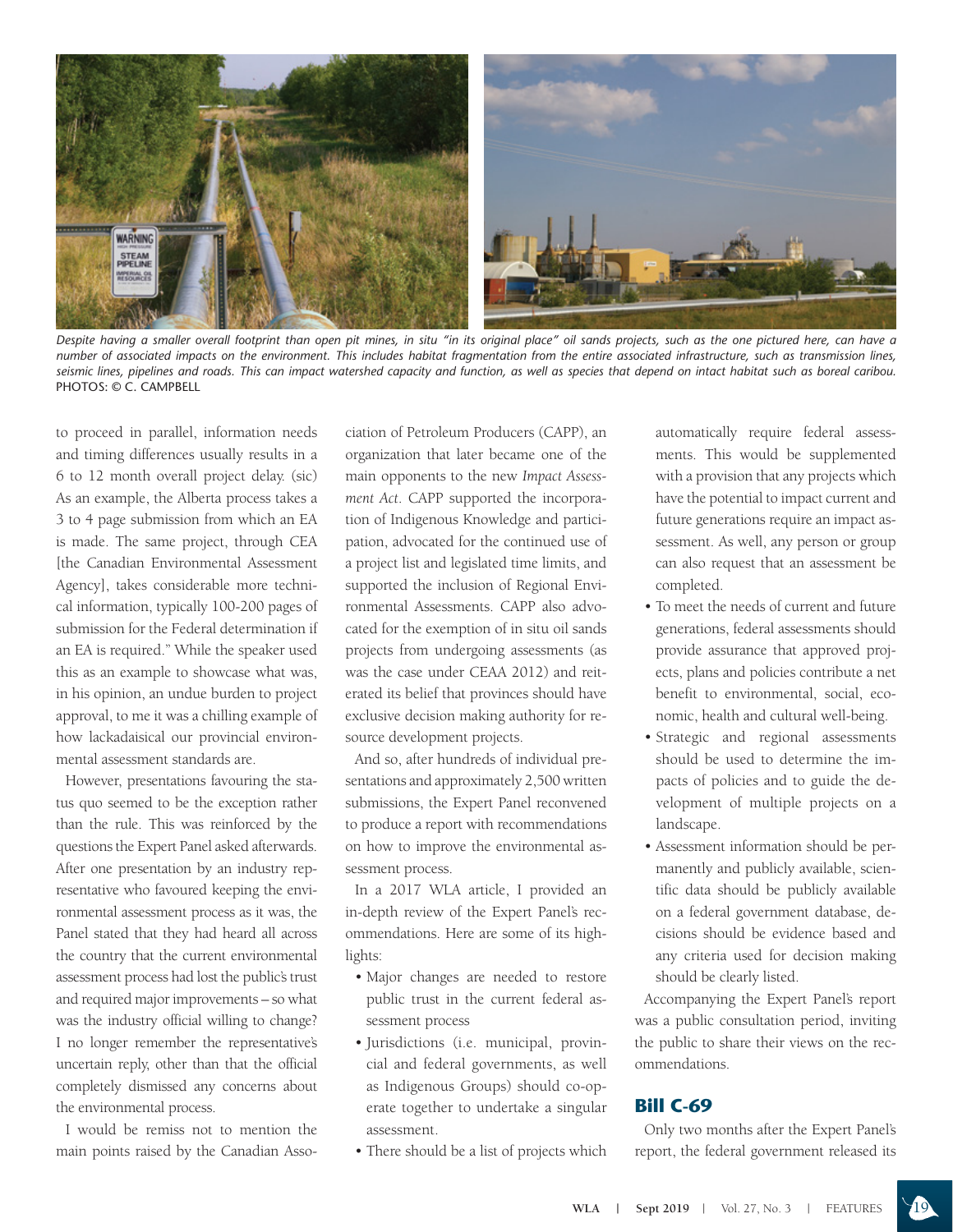*Despite having a smaller overall footprint than open pit mines, in situ "in its original place" oil sands projects, such as the one pictured here, can have a number of associated impacts on the environment. This includes habitat fragmentation from the entire associated infrastructure, such as transmission lines, seismic lines, pipelines and roads. This can impact watershed capacity and function, as well as species that depend on intact habitat such as boreal caribou.* PHOTOS: © C. CAMPBELL

to proceed in parallel, information needs and timing differences usually results in a 6 to 12 month overall project delay. (sic) As an example, the Alberta process takes a 3 to 4 page submission from which an EA is made. The same project, through CEA [the Canadian Environmental Assessment Agency], takes considerable more technical information, typically 100-200 pages of submission for the Federal determination if an EA is required." While the speaker used this as an example to showcase what was, in his opinion, an undue burden to project approval, to me it was a chilling example of how lackadaisical our provincial environmental assessment standards are.

However, presentations favouring the status quo seemed to be the exception rather than the rule. This was reinforced by the questions the Expert Panel asked afterwards. After one presentation by an industry representative who favoured keeping the environmental assessment process as it was, the Panel stated that they had heard all across the country that the current environmental assessment process had lost the public's trust and required major improvements – so what was the industry official willing to change? I no longer remember the representative's uncertain reply, other than that the official completely dismissed any concerns about the environmental process.

I would be remiss not to mention the main points raised by the Canadian Association of Petroleum Producers (CAPP), an organization that later became one of the main opponents to the new *Impact Assessment Act*. CAPP supported the incorporation of Indigenous Knowledge and participation, advocated for the continued use of a project list and legislated time limits, and supported the inclusion of Regional Environmental Assessments. CAPP also advocated for the exemption of in situ oil sands projects from undergoing assessments (as was the case under CEAA 2012) and reiterated its belief that provinces should have exclusive decision making authority for resource development projects.

And so, after hundreds of individual presentations and approximately 2,500 written submissions, the Expert Panel reconvened to produce a report with recommendations on how to improve the environmental assessment process.

In a 2017 WLA article, I provided an in-depth review of the Expert Panel's recommendations. Here are some of its highlights:

- Major changes are needed to restore public trust in the current federal assessment process
- Jurisdictions (i.e. municipal, provincial and federal governments, as well as Indigenous Groups) should co-operate together to undertake a singular assessment.
- There should be a list of projects which automatically require federal assessments. This would be supplemented with a provision that any projects which have the potential to impact current and future generations require an impact assessment. As well, any person or group can also request that an assessment be completed.
- To meet the needs of current and future generations, federal assessments should provide assurance that approved projects, plans and policies contribute a net benefit to environmental, social, economic, health and cultural well-being.
- Strategic and regional assessments should be used to determine the impacts of policies and to guide the development of multiple projects on a landscape.
- Assessment information should be permanently and publicly available, scientific data should be publicly available on a federal government database, decisions should be evidence based and any criteria used for decision making should be clearly listed.

Accompanying the Expert Panel's report was a public consultation period, inviting the public to share their views on the recommendations.

## Bill C-69

Only two months after the Expert Panel's report, the federal government released its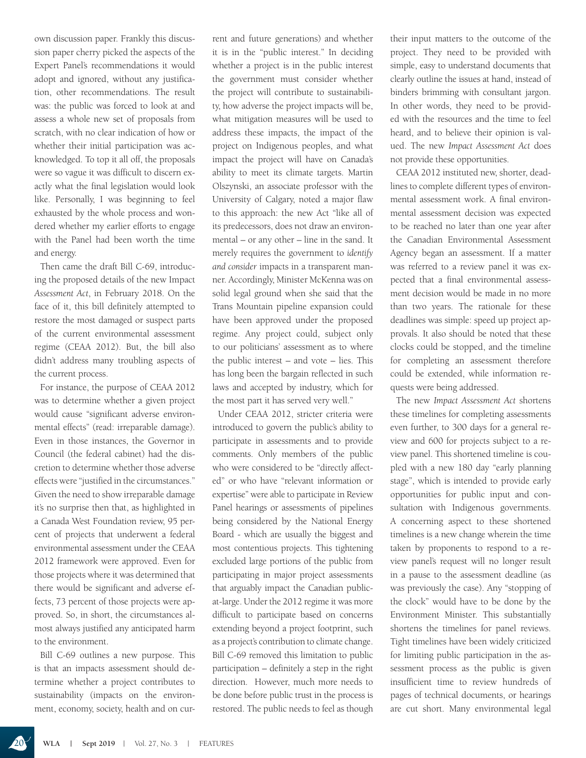own discussion paper. Frankly this discussion paper cherry picked the aspects of the Expert Panel's recommendations it would adopt and ignored, without any justification, other recommendations. The result was: the public was forced to look at and assess a whole new set of proposals from scratch, with no clear indication of how or whether their initial participation was acknowledged. To top it all off, the proposals were so vague it was difficult to discern exactly what the final legislation would look like. Personally, I was beginning to feel exhausted by the whole process and wondered whether my earlier efforts to engage with the Panel had been worth the time and energy.

Then came the draft Bill C-69, introducing the proposed details of the new Impact *Assessment Act*, in February 2018. On the face of it, this bill definitely attempted to restore the most damaged or suspect parts of the current environmental assessment regime (CEAA 2012). But, the bill also didn't address many troubling aspects of the current process.

For instance, the purpose of CEAA 2012 was to determine whether a given project would cause "significant adverse environmental effects" (read: irreparable damage). Even in those instances, the Governor in Council (the federal cabinet) had the discretion to determine whether those adverse effects were "justified in the circumstances." Given the need to show irreparable damage it's no surprise then that, as highlighted in a Canada West Foundation review, 95 percent of projects that underwent a federal environmental assessment under the CEAA 2012 framework were approved. Even for those projects where it was determined that there would be significant and adverse effects, 73 percent of those projects were approved. So, in short, the circumstances almost always justified any anticipated harm to the environment.

Bill C-69 outlines a new purpose. This is that an impacts assessment should determine whether a project contributes to sustainability (impacts on the environment, economy, society, health and on current and future generations) and whether it is in the "public interest." In deciding whether a project is in the public interest the government must consider whether the project will contribute to sustainability, how adverse the project impacts will be, what mitigation measures will be used to address these impacts, the impact of the project on Indigenous peoples, and what impact the project will have on Canada's ability to meet its climate targets. Martin Olszynski, an associate professor with the University of Calgary, noted a major flaw to this approach: the new Act "like all of its predecessors, does not draw an environmental – or any other – line in the sand. It merely requires the government to *identify and consider* impacts in a transparent manner. Accordingly, Minister McKenna was on solid legal ground when she said that the Trans Mountain pipeline expansion could have been approved under the proposed regime. Any project could, subject only to our politicians' assessment as to where the public interest – and vote – lies. This has long been the bargain reflected in such laws and accepted by industry, which for the most part it has served very well."

Under CEAA 2012, stricter criteria were introduced to govern the public's ability to participate in assessments and to provide comments. Only members of the public who were considered to be "directly affected" or who have "relevant information or expertise" were able to participate in Review Panel hearings or assessments of pipelines being considered by the National Energy Board - which are usually the biggest and most contentious projects. This tightening excluded large portions of the public from participating in major project assessments that arguably impact the Canadian public-at-large. Under the 2012 regime it was more difficult to participate based on concerns extending beyond a project footprint, such as a project's contribution to climate change. Bill C-69 removed this limitation to public participation – definitely a step in the right direction. However, much more needs to be done before public trust in the process is restored. The public needs to feel as though their input matters to the outcome of the project. They need to be provided with simple, easy to understand documents that clearly outline the issues at hand, instead of binders brimming with consultant jargon. In other words, they need to be provided with the resources and the time to feel heard, and to believe their opinion is valued. The new *Impact Assessment Act* does not provide these opportunities.

CEAA 2012 instituted new, shorter, deadlines to complete different types of environmental assessment work. A final environmental assessment decision was expected to be reached no later than one year after the Canadian Environmental Assessment Agency began an assessment. If a matter was referred to a review panel it was expected that a final environmental assessment decision would be made in no more than two years. The rationale for these deadlines was simple: speed up project approvals. It also should be noted that these clocks could be stopped, and the timeline for completing an assessment therefore could be extended, while information requests were being addressed.

The new *Impact Assessment Act* shortens these timelines for completing assessments even further, to 300 days for a general review and 600 for projects subject to a review panel. This shortened timeline is coupled with a new 180 day "early planning stage", which is intended to provide early opportunities for public input and consultation with Indigenous governments. A concerning aspect to these shortened timelines is a new change wherein the time taken by proponents to respond to a review panel's request will no longer result in a pause to the assessment deadline (as was previously the case). Any "stopping of the clock" would have to be done by the Environment Minister. This substantially shortens the timelines for panel reviews. Tight timelines have been widely criticized for limiting public participation in the assessment process as the public is given insufficient time to review hundreds of pages of technical documents, or hearings are cut short. Many environmental legal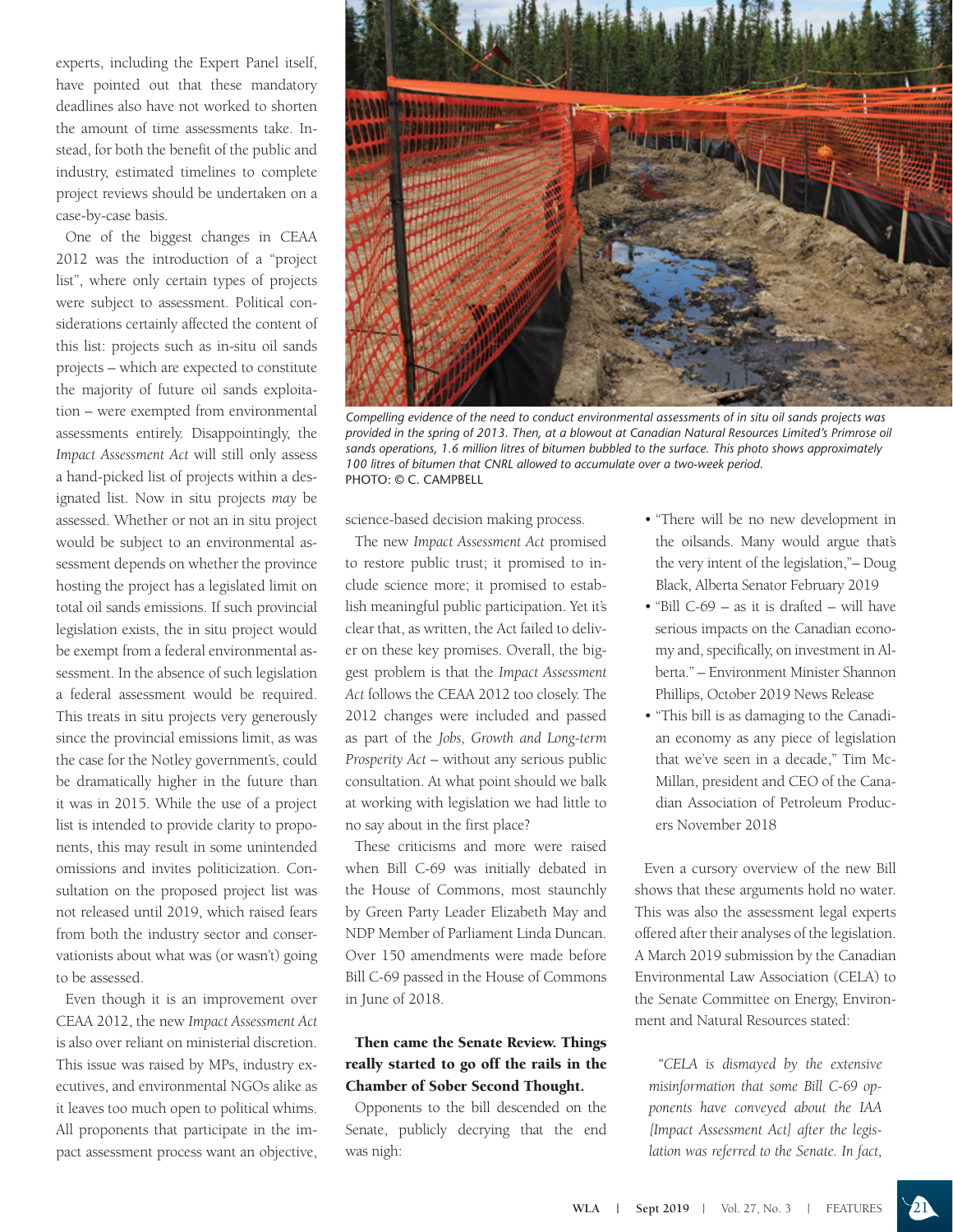experts, including the Expert Panel itself, have pointed out that these mandatory deadlines also have not worked to shorten the amount of time assessments take. Instead, for both the benefit of the public and industry, estimated timelines to complete project reviews should be undertaken on a case-by-case basis.

One of the biggest changes in CEAA 2012 was the introduction of a "project list", where only certain types of projects were subject to assessment. Political considerations certainly affected the content of this list: projects such as in-situ oil sands projects – which are expected to constitute the majority of future oil sands exploitation – were exempted from environmental assessments entirely. Disappointingly, the *Impact Assessment Act* will still only assess a hand-picked list of projects within a designated list. Now in situ projects *may* be assessed. Whether or not an in situ project would be subject to an environmental assessment depends on whether the province hosting the project has a legislated limit on total oil sands emissions. If such provincial legislation exists, the in situ project would be exempt from a federal environmental assessment. In the absence of such legislation a federal assessment would be required. This treats in situ projects very generously since the provincial emissions limit, as was the case for the Notley government's, could be dramatically higher in the future than it was in 2015. While the use of a project list is intended to provide clarity to proponents, this may result in some unintended omissions and invites politicization. Consultation on the proposed project list was not released until 2019, which raised fears from both the industry sector and conservationists about what was (or wasn't) going to be assessed.

Even though it is an improvement over CEAA 2012, the new *Impact Assessment Act* is also over reliant on ministerial discretion. This issue was raised by MPs, industry executives, and environmental NGOs alike as it leaves too much open to political whims. All proponents that participate in the impact assessment process want an objective, science-based decision making process.

*Compelling evidence of the need to conduct environmental assessments of in situ oil sands projects was provided in the spring of 2013. Then, at a blowout at Canadian Natural Resources Limited's Primrose oil sands operations, 1.6 million litres of bitumen bubbled to the surface. This photo shows approximately 100 litres of bitumen that CNRL allowed to accumulate over a two-week period.*
PHOTO: © C. CAMPBELL

The new *Impact Assessment Act* promised to restore public trust; it promised to include science more; it promised to establish meaningful public participation. Yet it's clear that, as written, the Act failed to deliver on these key promises. Overall, the biggest problem is that the *Impact Assessment Act* follows the CEAA 2012 too closely. The 2012 changes were included and passed as part of the *Jobs, Growth and Long-term Prosperity Act* – without any serious public consultation. At what point should we balk at working with legislation we had little to no say about in the first place?

These criticisms and more were raised when Bill C-69 was initially debated in the House of Commons, most staunchly by Green Party Leader Elizabeth May and NDP Member of Parliament Linda Duncan. Over 150 amendments were made before Bill C-69 passed in the House of Commons in June of 2018.

**Then came the Senate Review. Things really started to go off the rails in the Chamber of Sober Second Thought.**

Opponents to the bill descended on the Senate, publicly decrying that the end was nigh:

- "There will be no new development in the oilsands. Many would argue that's the very intent of the legislation,"– Doug Black, Alberta Senator February 2019
- "Bill C-69 – as it is drafted – will have serious impacts on the Canadian economy and, specifically, on investment in Alberta." – Environment Minister Shannon Phillips, October 2019 News Release
- "This bill is as damaging to the Canadian economy as any piece of legislation that we've seen in a decade," Tim McMillan, president and CEO of the Canadian Association of Petroleum Producers November 2018

Even a cursory overview of the new Bill shows that these arguments hold no water. This was also the assessment legal experts offered after their analyses of the legislation. A March 2019 submission by the Canadian Environmental Law Association (CELA) to the Senate Committee on Energy, Environment and Natural Resources stated:

> *"CELA is dismayed by the extensive misinformation that some Bill C-69 opponents have conveyed about the IAA [Impact Assessment Act] after the legislation was referred to the Senate. In fact,*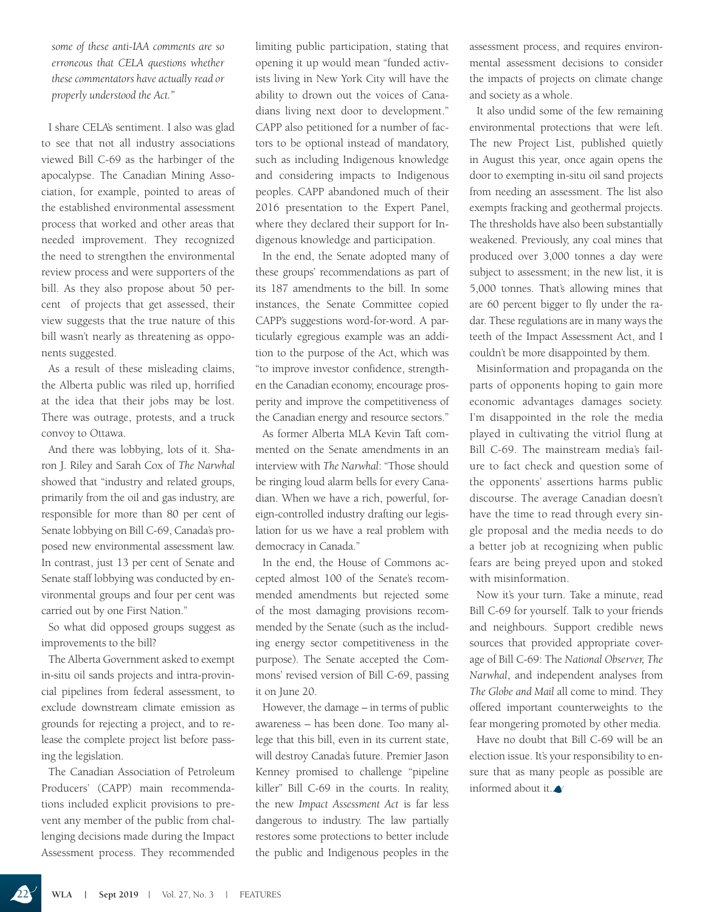*some of these anti-IAA comments are so erroneous that CELA questions whether these commentators have actually read or properly understood the Act."*

I share CELA's sentiment. I also was glad to see that not all industry associations viewed Bill C-69 as the harbinger of the apocalypse. The Canadian Mining Association, for example, pointed to areas of the established environmental assessment process that worked and other areas that needed improvement. They recognized the need to strengthen the environmental review process and were supporters of the bill. As they also propose about 50 percent of projects that get assessed, their view suggests that the true nature of this bill wasn't nearly as threatening as opponents suggested.

As a result of these misleading claims, the Alberta public was riled up, horrified at the idea that their jobs may be lost. There was outrage, protests, and a truck convoy to Ottawa.

And there was lobbying, lots of it. Sharon J. Riley and Sarah Cox of *The Narwhal* showed that "industry and related groups, primarily from the oil and gas industry, are responsible for more than 80 per cent of Senate lobbying on Bill C-69, Canada's proposed new environmental assessment law. In contrast, just 13 per cent of Senate and Senate staff lobbying was conducted by environmental groups and four per cent was carried out by one First Nation."

So what did opposed groups suggest as improvements to the bill?

The Alberta Government asked to exempt in-situ oil sands projects and intra-provincial pipelines from federal assessment, to exclude downstream climate emission as grounds for rejecting a project, and to release the complete project list before passing the legislation.

The Canadian Association of Petroleum Producers' (CAPP) main recommendations included explicit provisions to prevent any member of the public from challenging decisions made during the Impact Assessment process. They recommended limiting public participation, stating that opening it up would mean "funded activists living in New York City will have the ability to drown out the voices of Canadians living next door to development." CAPP also petitioned for a number of factors to be optional instead of mandatory, such as including Indigenous knowledge and considering impacts to Indigenous peoples. CAPP abandoned much of their 2016 presentation to the Expert Panel, where they declared their support for Indigenous knowledge and participation.

In the end, the Senate adopted many of these groups' recommendations as part of its 187 amendments to the bill. In some instances, the Senate Committee copied CAPP's suggestions word-for-word. A particularly egregious example was an addition to the purpose of the Act, which was "to improve investor confidence, strengthen the Canadian economy, encourage prosperity and improve the competitiveness of the Canadian energy and resource sectors."

As former Alberta MLA Kevin Taft commented on the Senate amendments in an interview with *The Narwhal*: "Those should be ringing loud alarm bells for every Canadian. When we have a rich, powerful, foreign-controlled industry drafting our legislation for us we have a real problem with democracy in Canada."

In the end, the House of Commons accepted almost 100 of the Senate's recommended amendments but rejected some of the most damaging provisions recommended by the Senate (such as the including energy sector competitiveness in the purpose). The Senate accepted the Commons' revised version of Bill C-69, passing it on June 20.

However, the damage – in terms of public awareness – has been done. Too many allege that this bill, even in its current state, will destroy Canada's future. Premier Jason Kenney promised to challenge "pipeline killer" Bill C-69 in the courts. In reality, the new *Impact Assessment Act* is far less dangerous to industry. The law partially restores some protections to better include the public and Indigenous peoples in the assessment process, and requires environmental assessment decisions to consider the impacts of projects on climate change and society as a whole.

It also undid some of the few remaining environmental protections that were left. The new Project List, published quietly in August this year, once again opens the door to exempting in-situ oil sand projects from needing an assessment. The list also exempts fracking and geothermal projects. The thresholds have also been substantially weakened. Previously, any coal mines that produced over 3,000 tonnes a day were subject to assessment; in the new list, it is 5,000 tonnes. That's allowing mines that are 60 percent bigger to fly under the radar. These regulations are in many ways the teeth of the Impact Assessment Act, and I couldn't be more disappointed by them.

Misinformation and propaganda on the parts of opponents hoping to gain more economic advantages damages society. I'm disappointed in the role the media played in cultivating the vitriol flung at Bill C-69. The mainstream media's failure to fact check and question some of the opponents' assertions harms public discourse. The average Canadian doesn't have the time to read through every single proposal and the media needs to do a better job at recognizing when public fears are being preyed upon and stoked with misinformation.

Now it's your turn. Take a minute, read Bill C-69 for yourself. Talk to your friends and neighbours. Support credible news sources that provided appropriate coverage of Bill C-69: The *National Observer, The Narwhal*, and independent analyses from *The Globe and Mail* all come to mind. They offered important counterweights to the fear mongering promoted by other media.

Have no doubt that Bill C-69 will be an election issue. It's your responsibility to ensure that as many people as possible are informed about it.